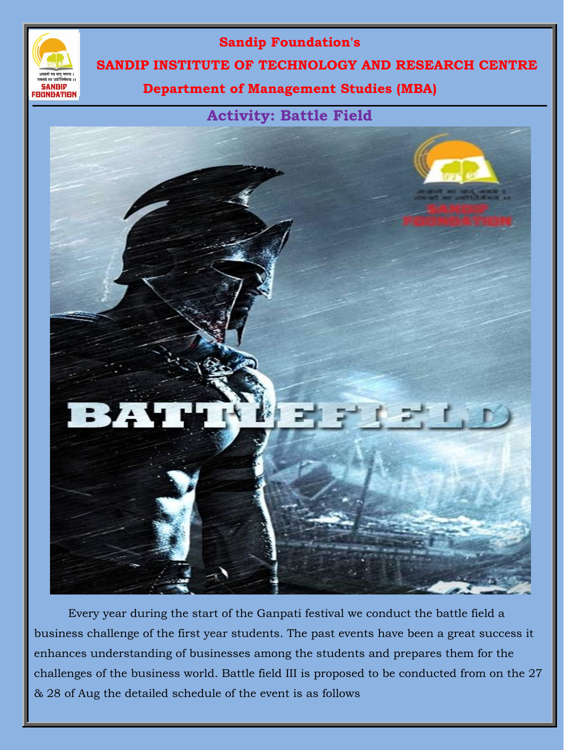**Sandip Foundation's**

# SANDIP INSTITUTE OF TECHNOLOGY AND RESEARCH CENTRE

## Department of Management Studies (MBA)

## Activity: Battle Field

Every year during the start of the Ganpati festival we conduct the battle field a business challenge of the first year students. The past events have been a great success it enhances understanding of businesses among the students and prepares them for the challenges of the business world. Battle field III is proposed to be conducted from on the 27 & 28 of Aug the detailed schedule of the event is as follows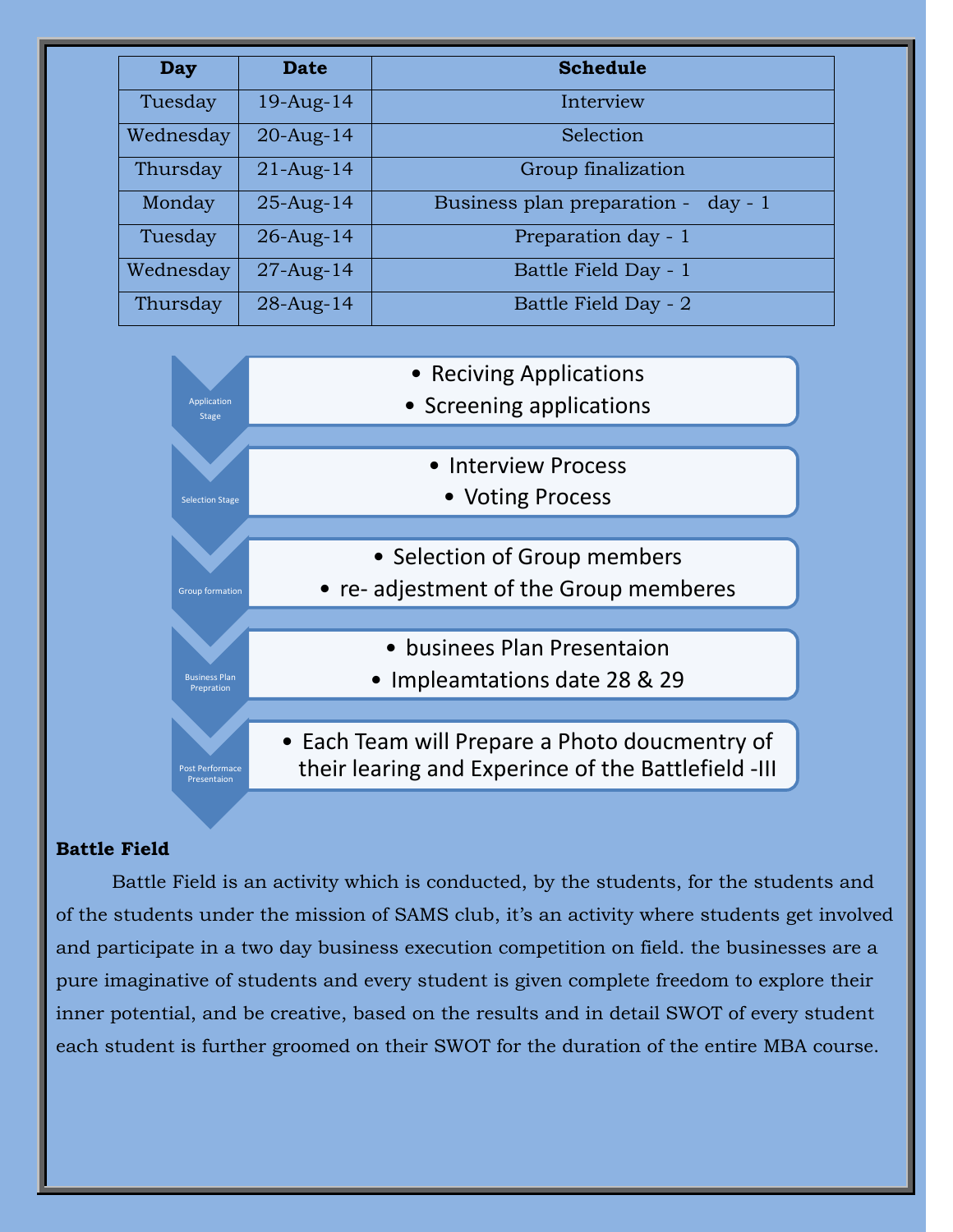| Day | Date | Schedule |
|---|---|---|
| Tuesday | 19-Aug-14 | Interview |
| Wednesday | 20-Aug-14 | Selection |
| Thursday | 21-Aug-14 | Group finalization |
| Monday | 25-Aug-14 | Business plan preparation - day - 1 |
| Tuesday | 26-Aug-14 | Preparation day - 1 |
| Wednesday | 27-Aug-14 | Battle Field Day - 1 |
| Thursday | 28-Aug-14 | Battle Field Day - 2 |

**Application Stage**
- Reciving Applications
- Screening applications

**Selection Stage**
- Interview Process
- Voting Process

**Group formation**
- Selection of Group members
- re- adjestment of the Group memberes

**Business Plan Prepration**
- businees Plan Presentaion
- Impleamtations date 28 & 29

**Post Performace Presentaion**
- Each Team will Prepare a Photo doucmentry of their learing and Experince of the Battlefield -III

**Battle Field**

Battle Field is an activity which is conducted, by the students, for the students and of the students under the mission of SAMS club, it's an activity where students get involved and participate in a two day business execution competition on field. the businesses are a pure imaginative of students and every student is given complete freedom to explore their inner potential, and be creative, based on the results and in detail SWOT of every student each student is further groomed on their SWOT for the duration of the entire MBA course.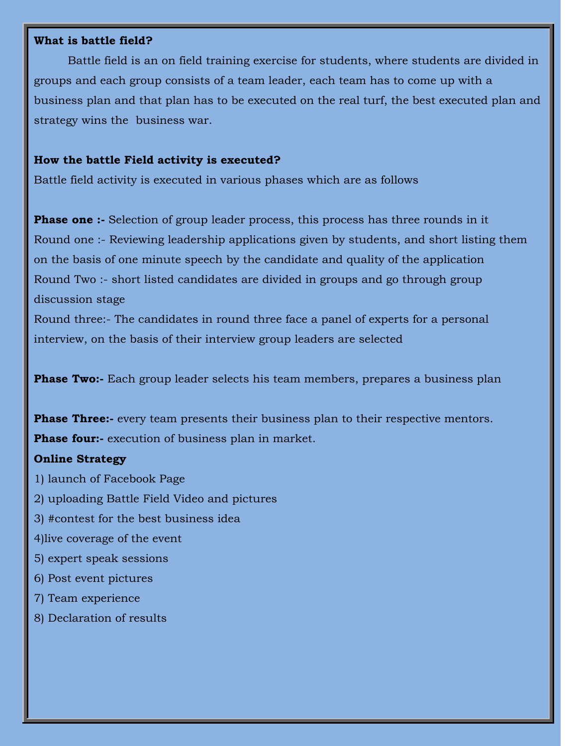**What is battle field?**

Battle field is an on field training exercise for students, where students are divided in groups and each group consists of a team leader, each team has to come up with a business plan and that plan has to be executed on the real turf, the best executed plan and strategy wins the business war.

**How the battle Field activity is executed?**

Battle field activity is executed in various phases which are as follows

**Phase one :-** Selection of group leader process, this process has three rounds in it

Round one :- Reviewing leadership applications given by students, and short listing them on the basis of one minute speech by the candidate and quality of the application

Round Two :- short listed candidates are divided in groups and go through group discussion stage

Round three:- The candidates in round three face a panel of experts for a personal interview, on the basis of their interview group leaders are selected

**Phase Two:-** Each group leader selects his team members, prepares a business plan

**Phase Three:-** every team presents their business plan to their respective mentors.

**Phase four:-** execution of business plan in market.

**Online Strategy**

1) launch of Facebook Page
2) uploading Battle Field Video and pictures
3) #contest for the best business idea
4)live coverage of the event
5) expert speak sessions
6) Post event pictures
7) Team experience
8) Declaration of results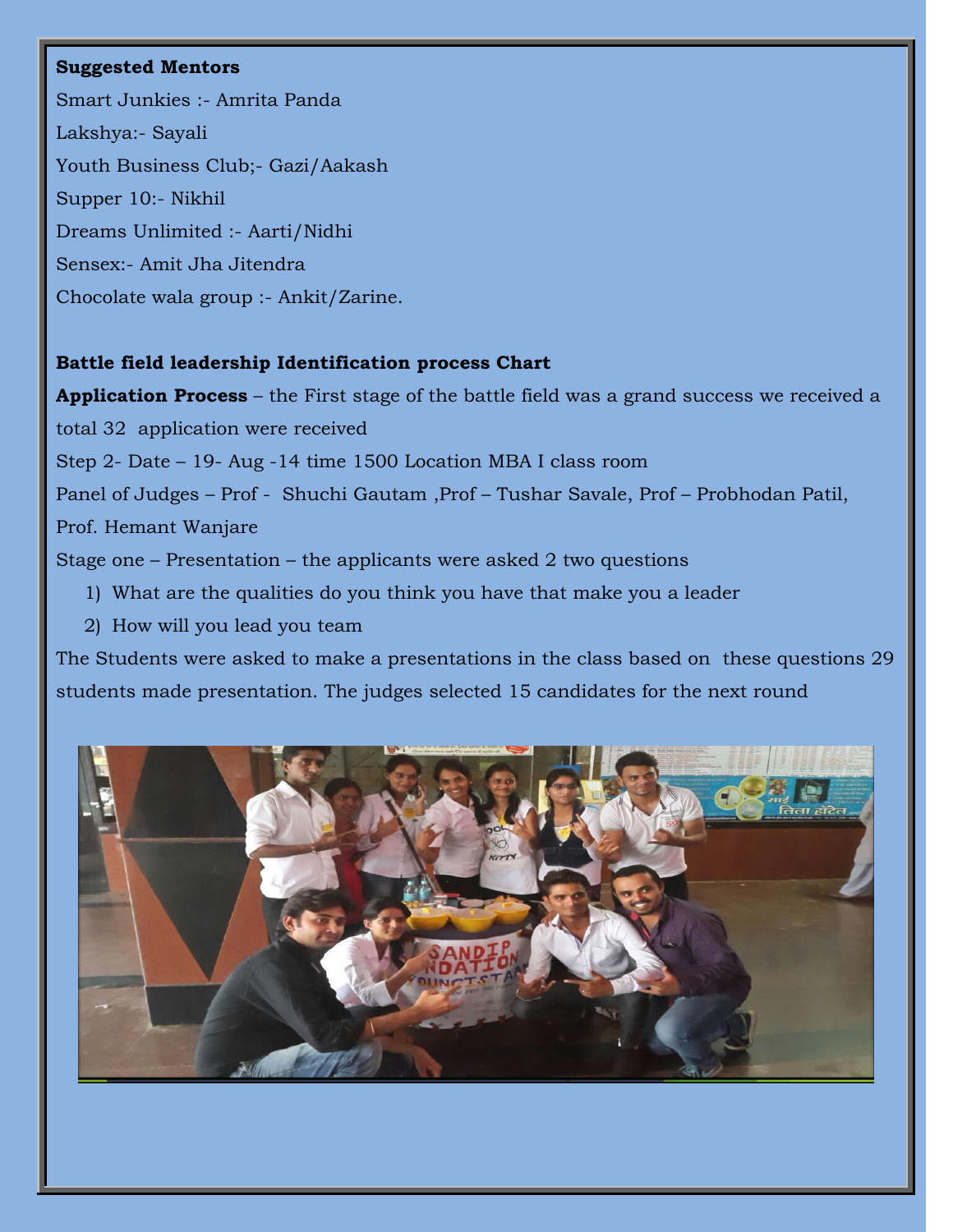**Suggested Mentors**

Smart Junkies :- Amrita Panda

Lakshya:- Sayali

Youth Business Club;- Gazi/Aakash

Supper 10:- Nikhil

Dreams Unlimited :- Aarti/Nidhi

Sensex:- Amit Jha Jitendra

Chocolate wala group :- Ankit/Zarine.

**Battle field leadership Identification process Chart**

**Application Process** – the First stage of the battle field was a grand success we received a total 32 application were received

Step 2- Date – 19- Aug -14 time 1500 Location MBA I class room

Panel of Judges – Prof - Shuchi Gautam ,Prof – Tushar Savale, Prof – Probhodan Patil, Prof. Hemant Wanjare

Stage one – Presentation – the applicants were asked 2 two questions

1) What are the qualities do you think you have that make you a leader
2) How will you lead you team

The Students were asked to make a presentations in the class based on these questions 29 students made presentation. The judges selected 15 candidates for the next round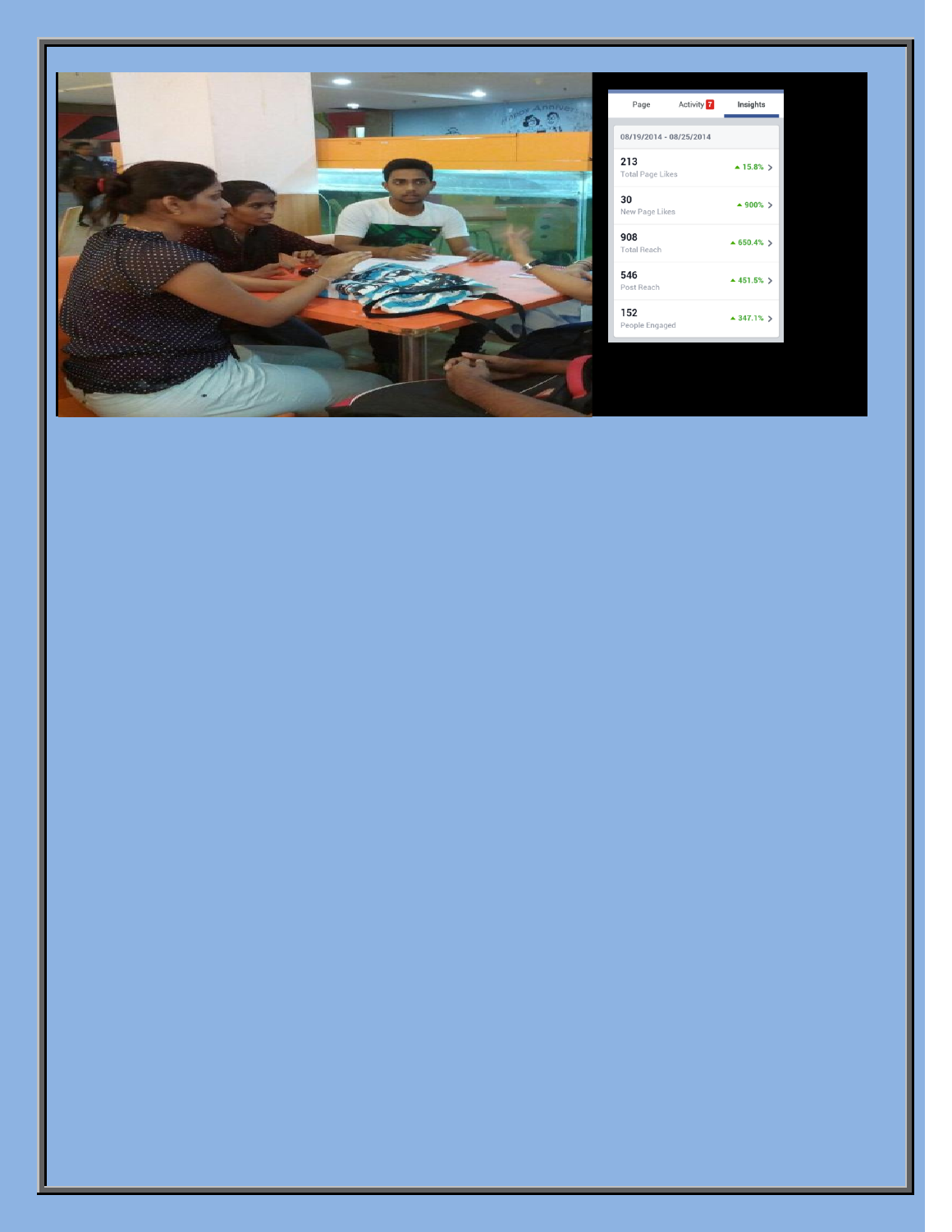Page | Activity 7 | Insights

08/19/2014 - 08/25/2014

| | | |
|---|---|---|
| 213 | Total Page Likes | ▲ 15.8% |
| 30 | New Page Likes | ▲ 900% |
| 908 | Total Reach | ▲ 650.4% |
| 546 | Post Reach | ▲ 451.5% |
| 152 | People Engaged | ▲ 347.1% |